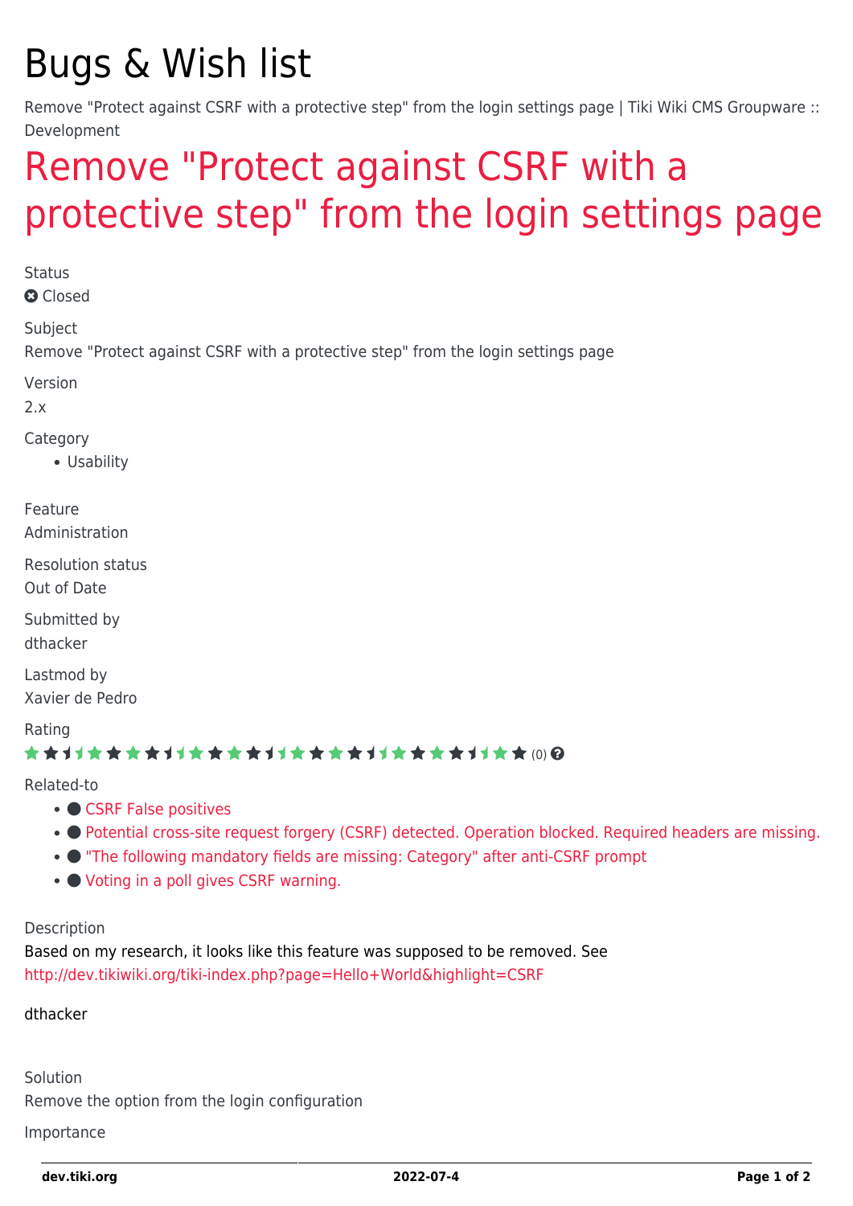# Bugs & Wish list

Remove "Protect against CSRF with a protective step" from the login settings page | Tiki Wiki CMS Groupware :: Development

## Remove "Protect against CSRF with a protective step" from the login settings page

Status

Closed

Subject

Remove "Protect against CSRF with a protective step" from the login settings page

Version

2.x

Category

- Usability

Feature

Administration

Resolution status

Out of Date

Submitted by

dthacker

Lastmod by

Xavier de Pedro

Rating

(0)

Related-to

- CSRF False positives
- Potential cross-site request forgery (CSRF) detected. Operation blocked. Required headers are missing.
- "The following mandatory fields are missing: Category" after anti-CSRF prompt
- Voting in a poll gives CSRF warning.

Description

Based on my research, it looks like this feature was supposed to be removed. See http://dev.tikiwiki.org/tiki-index.php?page=Hello+World&highlight=CSRF

dthacker

Solution

Remove the option from the login configuration

Importance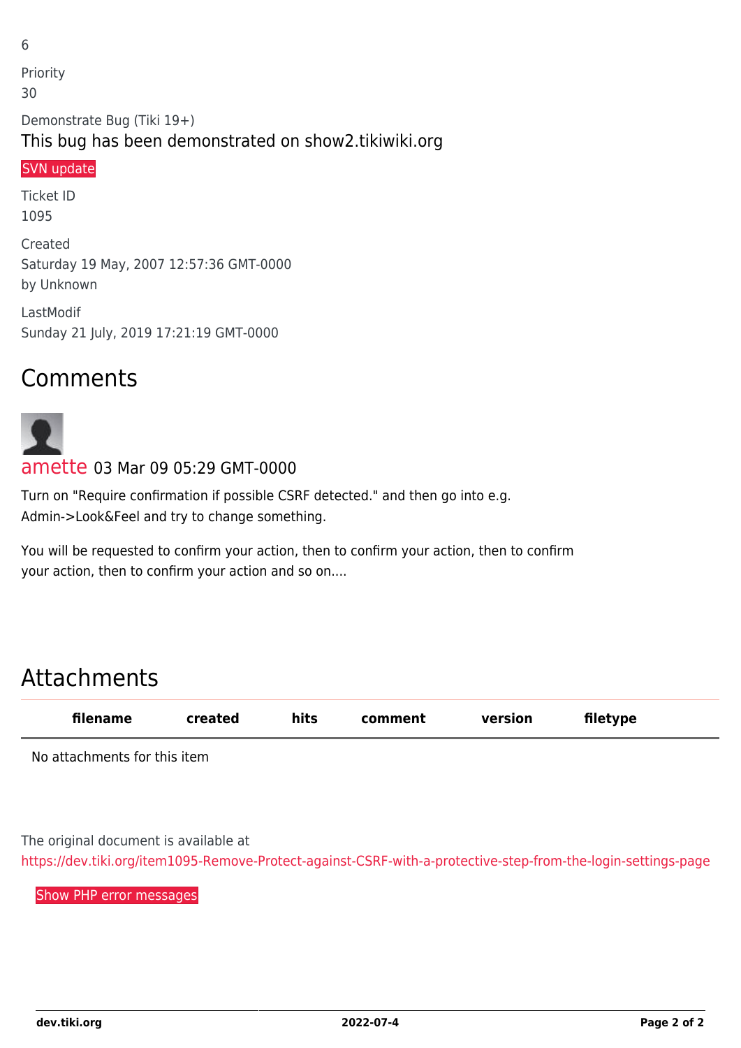6

Priority
30

Demonstrate Bug (Tiki 19+)
This bug has been demonstrated on show2.tikiwiki.org

SVN update

Ticket ID
1095

Created
Saturday 19 May, 2007 12:57:36 GMT-0000
by Unknown

LastModif
Sunday 21 July, 2019 17:21:19 GMT-0000

## Comments

amette 03 Mar 09 05:29 GMT-0000

Turn on "Require confirmation if possible CSRF detected." and then go into e.g. Admin->Look&Feel and try to change something.

You will be requested to confirm your action, then to confirm your action, then to confirm your action, then to confirm your action and so on....

## Attachments

| filename | created | hits | comment | version | filetype |
|---|---|---|---|---|---|
| No attachments for this item | | | | | |

The original document is available at
https://dev.tiki.org/item1095-Remove-Protect-against-CSRF-with-a-protective-step-from-the-login-settings-page

Show PHP error messages